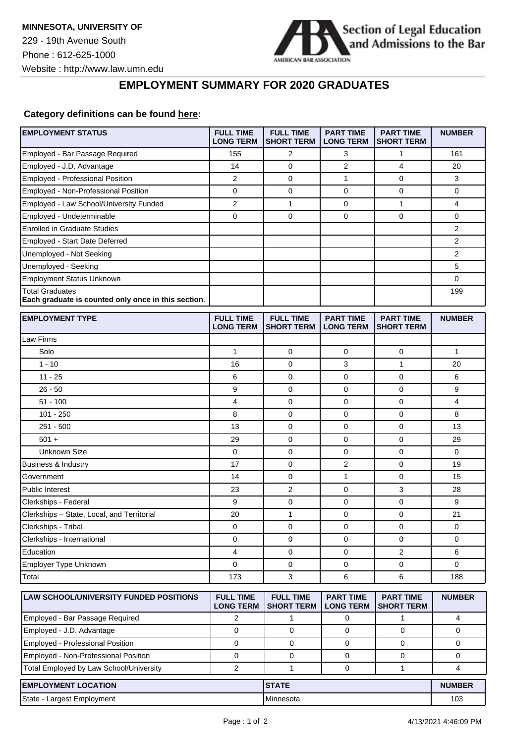**MINNESOTA, UNIVERSITY OF**
229 - 19th Avenue South
Phone : 612-625-1000
Website : http://www.law.umn.edu

Section of Legal Education and Admissions to the Bar
AMERICAN BAR ASSOCIATION

## EMPLOYMENT SUMMARY FOR 2020 GRADUATES

**Category definitions can be found here:**

| EMPLOYMENT STATUS | FULL TIME LONG TERM | FULL TIME SHORT TERM | PART TIME LONG TERM | PART TIME SHORT TERM | NUMBER |
|---|---|---|---|---|---|
| Employed - Bar Passage Required | 155 | 2 | 3 | 1 | 161 |
| Employed - J.D. Advantage | 14 | 0 | 2 | 4 | 20 |
| Employed - Professional Position | 2 | 0 | 1 | 0 | 3 |
| Employed - Non-Professional Position | 0 | 0 | 0 | 0 | 0 |
| Employed - Law School/University Funded | 2 | 1 | 0 | 1 | 4 |
| Employed - Undeterminable | 0 | 0 | 0 | 0 | 0 |
| Enrolled in Graduate Studies | | | | | 2 |
| Employed - Start Date Deferred | | | | | 2 |
| Unemployed - Not Seeking | | | | | 2 |
| Unemployed - Seeking | | | | | 5 |
| Employment Status Unknown | | | | | 0 |
| Total Graduates **Each graduate is counted only once in this section**. | | | | | 199 |

| EMPLOYMENT TYPE | FULL TIME LONG TERM | FULL TIME SHORT TERM | PART TIME LONG TERM | PART TIME SHORT TERM | NUMBER |
|---|---|---|---|---|---|
| Law Firms | | | | | |
| Solo | 1 | 0 | 0 | 0 | 1 |
| 1 - 10 | 16 | 0 | 3 | 1 | 20 |
| 11 - 25 | 6 | 0 | 0 | 0 | 6 |
| 26 - 50 | 9 | 0 | 0 | 0 | 9 |
| 51 - 100 | 4 | 0 | 0 | 0 | 4 |
| 101 - 250 | 8 | 0 | 0 | 0 | 8 |
| 251 - 500 | 13 | 0 | 0 | 0 | 13 |
| 501 + | 29 | 0 | 0 | 0 | 29 |
| Unknown Size | 0 | 0 | 0 | 0 | 0 |
| Business & Industry | 17 | 0 | 2 | 0 | 19 |
| Government | 14 | 0 | 1 | 0 | 15 |
| Public Interest | 23 | 2 | 0 | 3 | 28 |
| Clerkships - Federal | 9 | 0 | 0 | 0 | 9 |
| Clerkships – State, Local, and Territorial | 20 | 1 | 0 | 0 | 21 |
| Clerkships - Tribal | 0 | 0 | 0 | 0 | 0 |
| Clerkships - International | 0 | 0 | 0 | 0 | 0 |
| Education | 4 | 0 | 0 | 2 | 6 |
| Employer Type Unknown | 0 | 0 | 0 | 0 | 0 |
| Total | 173 | 3 | 6 | 6 | 188 |

| LAW SCHOOL/UNIVERSITY FUNDED POSITIONS | FULL TIME LONG TERM | FULL TIME SHORT TERM | PART TIME LONG TERM | PART TIME SHORT TERM | NUMBER |
|---|---|---|---|---|---|
| Employed - Bar Passage Required | 2 | 1 | 0 | 1 | 4 |
| Employed - J.D. Advantage | 0 | 0 | 0 | 0 | 0 |
| Employed - Professional Position | 0 | 0 | 0 | 0 | 0 |
| Employed - Non-Professional Position | 0 | 0 | 0 | 0 | 0 |
| Total Employed by Law School/University | 2 | 1 | 0 | 1 | 4 |

| EMPLOYMENT LOCATION | STATE | NUMBER |
|---|---|---|
| State - Largest Employment | Minnesota | 103 |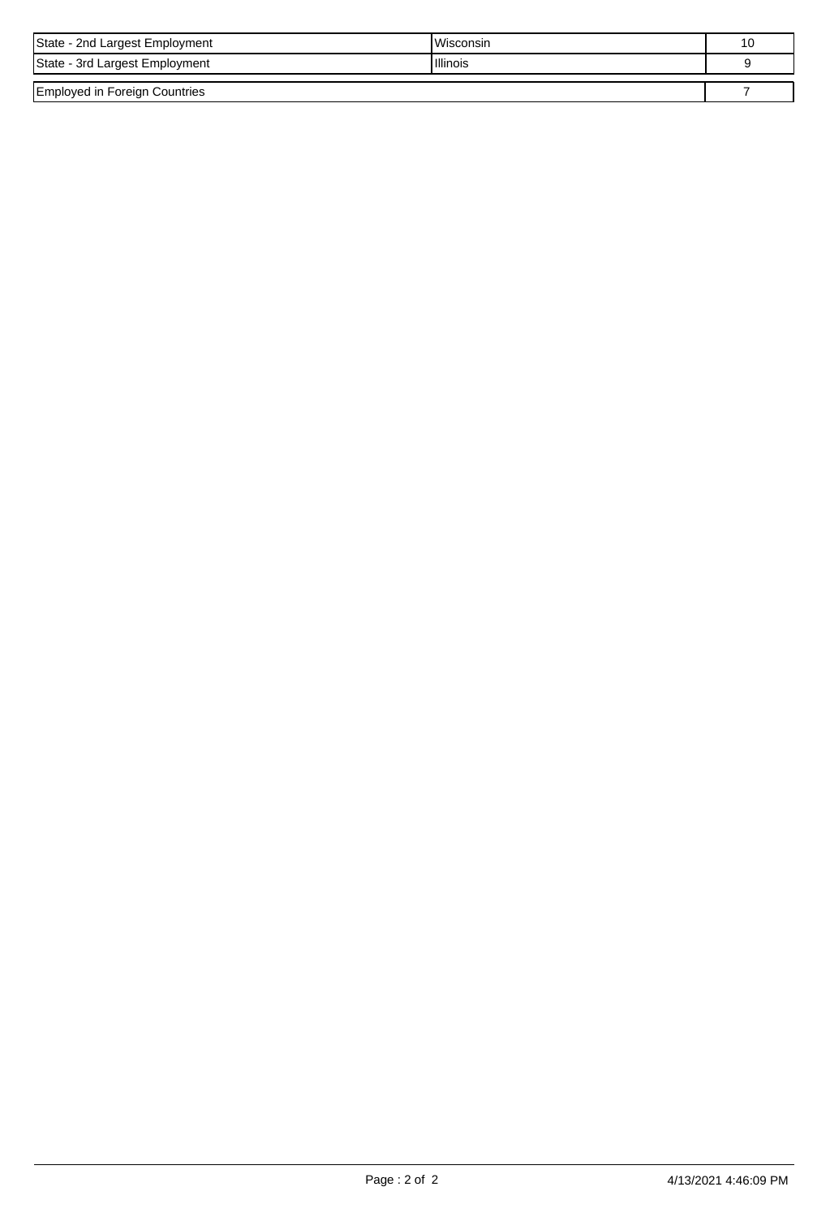| | | |
|---|---|---|
| State - 2nd Largest Employment | Wisconsin | 10 |
| State - 3rd Largest Employment | Illinois | 9 |

| | |
|---|---|
| Employed in Foreign Countries | 7 |